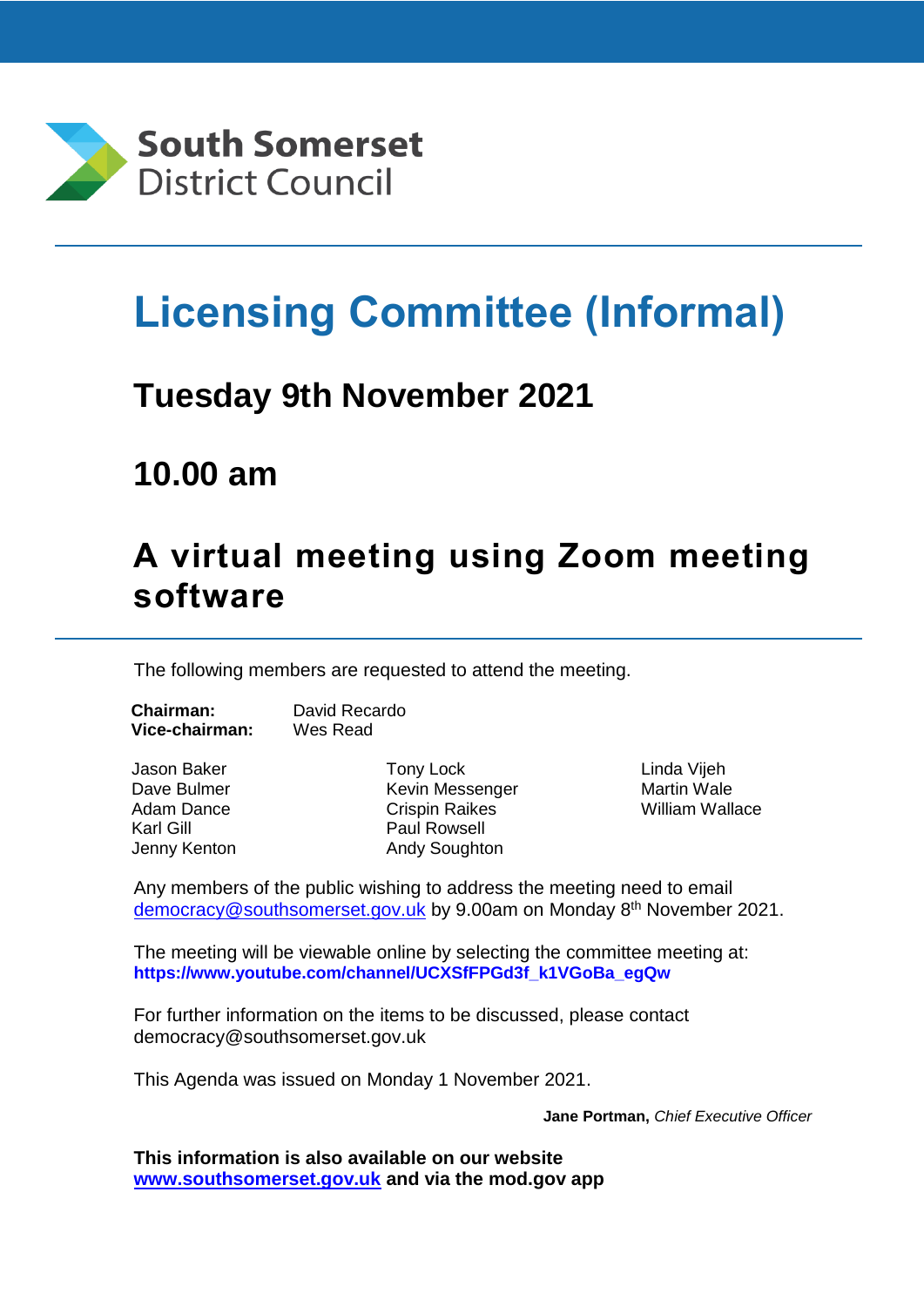South Somerset
District Council

# Licensing Committee (Informal)

## Tuesday 9th November 2021

## 10.00 am

## A virtual meeting using Zoom meeting software

The following members are requested to attend the meeting.

**Chairman:** David Recardo
**Vice-chairman:** Wes Read

Jason Baker
Dave Bulmer
Adam Dance
Karl Gill
Jenny Kenton
Tony Lock
Kevin Messenger
Crispin Raikes
Paul Rowsell
Andy Soughton
Linda Vijeh
Martin Wale
William Wallace

Any members of the public wishing to address the meeting need to email democracy@southsomerset.gov.uk by 9.00am on Monday 8th November 2021.

The meeting will be viewable online by selecting the committee meeting at:
**https://www.youtube.com/channel/UCXSfFPGd3f_k1VGoBa_egQw**

For further information on the items to be discussed, please contact democracy@southsomerset.gov.uk

This Agenda was issued on Monday 1 November 2021.

**Jane Portman,** *Chief Executive Officer*

**This information is also available on our website www.southsomerset.gov.uk and via the mod.gov app**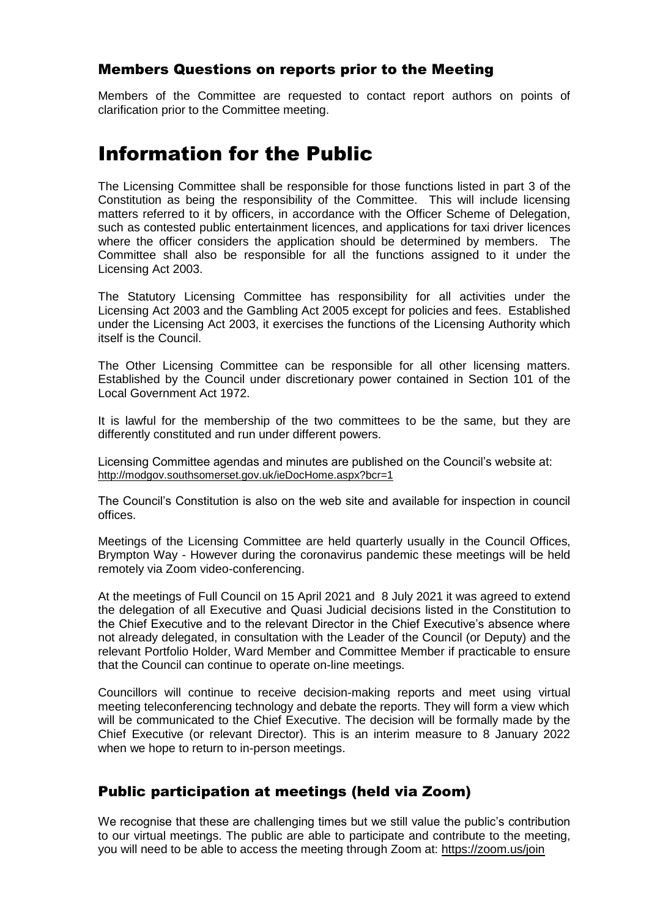## Members Questions on reports prior to the Meeting

Members of the Committee are requested to contact report authors on points of clarification prior to the Committee meeting.

# Information for the Public

The Licensing Committee shall be responsible for those functions listed in part 3 of the Constitution as being the responsibility of the Committee. This will include licensing matters referred to it by officers, in accordance with the Officer Scheme of Delegation, such as contested public entertainment licences, and applications for taxi driver licences where the officer considers the application should be determined by members. The Committee shall also be responsible for all the functions assigned to it under the Licensing Act 2003.

The Statutory Licensing Committee has responsibility for all activities under the Licensing Act 2003 and the Gambling Act 2005 except for policies and fees. Established under the Licensing Act 2003, it exercises the functions of the Licensing Authority which itself is the Council.

The Other Licensing Committee can be responsible for all other licensing matters. Established by the Council under discretionary power contained in Section 101 of the Local Government Act 1972.

It is lawful for the membership of the two committees to be the same, but they are differently constituted and run under different powers.

Licensing Committee agendas and minutes are published on the Council's website at: http://modgov.southsomerset.gov.uk/ieDocHome.aspx?bcr=1

The Council's Constitution is also on the web site and available for inspection in council offices.

Meetings of the Licensing Committee are held quarterly usually in the Council Offices, Brympton Way - However during the coronavirus pandemic these meetings will be held remotely via Zoom video-conferencing.

At the meetings of Full Council on 15 April 2021 and 8 July 2021 it was agreed to extend the delegation of all Executive and Quasi Judicial decisions listed in the Constitution to the Chief Executive and to the relevant Director in the Chief Executive's absence where not already delegated, in consultation with the Leader of the Council (or Deputy) and the relevant Portfolio Holder, Ward Member and Committee Member if practicable to ensure that the Council can continue to operate on-line meetings.

Councillors will continue to receive decision-making reports and meet using virtual meeting teleconferencing technology and debate the reports. They will form a view which will be communicated to the Chief Executive. The decision will be formally made by the Chief Executive (or relevant Director). This is an interim measure to 8 January 2022 when we hope to return to in-person meetings.

## Public participation at meetings (held via Zoom)

We recognise that these are challenging times but we still value the public's contribution to our virtual meetings. The public are able to participate and contribute to the meeting, you will need to be able to access the meeting through Zoom at: https://zoom.us/join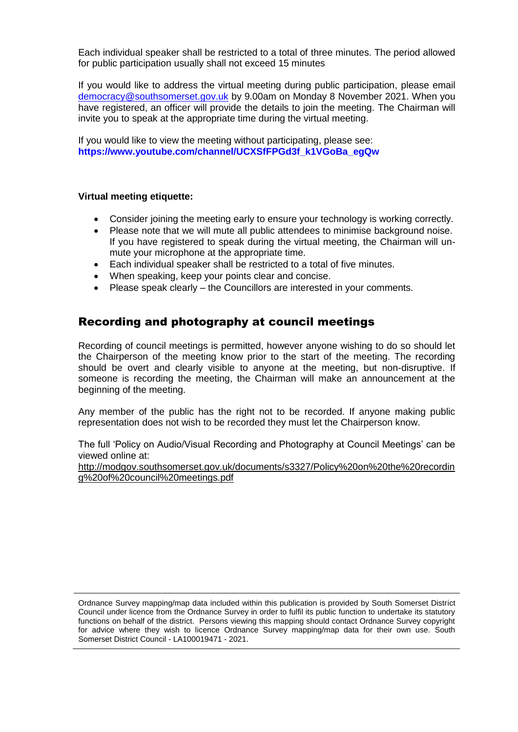Each individual speaker shall be restricted to a total of three minutes. The period allowed for public participation usually shall not exceed 15 minutes

If you would like to address the virtual meeting during public participation, please email democracy@southsomerset.gov.uk by 9.00am on Monday 8 November 2021. When you have registered, an officer will provide the details to join the meeting. The Chairman will invite you to speak at the appropriate time during the virtual meeting.

If you would like to view the meeting without participating, please see:
**https://www.youtube.com/channel/UCXSfFPGd3f_k1VGoBa_egQw**

**Virtual meeting etiquette:**

- Consider joining the meeting early to ensure your technology is working correctly.
- Please note that we will mute all public attendees to minimise background noise. If you have registered to speak during the virtual meeting, the Chairman will un-mute your microphone at the appropriate time.
- Each individual speaker shall be restricted to a total of five minutes.
- When speaking, keep your points clear and concise.
- Please speak clearly – the Councillors are interested in your comments.

## Recording and photography at council meetings

Recording of council meetings is permitted, however anyone wishing to do so should let the Chairperson of the meeting know prior to the start of the meeting. The recording should be overt and clearly visible to anyone at the meeting, but non-disruptive. If someone is recording the meeting, the Chairman will make an announcement at the beginning of the meeting.

Any member of the public has the right not to be recorded. If anyone making public representation does not wish to be recorded they must let the Chairperson know.

The full 'Policy on Audio/Visual Recording and Photography at Council Meetings' can be viewed online at:
http://modgov.southsomerset.gov.uk/documents/s3327/Policy%20on%20the%20recording%20of%20council%20meetings.pdf

---

Ordnance Survey mapping/map data included within this publication is provided by South Somerset District Council under licence from the Ordnance Survey in order to fulfil its public function to undertake its statutory functions on behalf of the district. Persons viewing this mapping should contact Ordnance Survey copyright for advice where they wish to licence Ordnance Survey mapping/map data for their own use. South Somerset District Council - LA100019471 - 2021.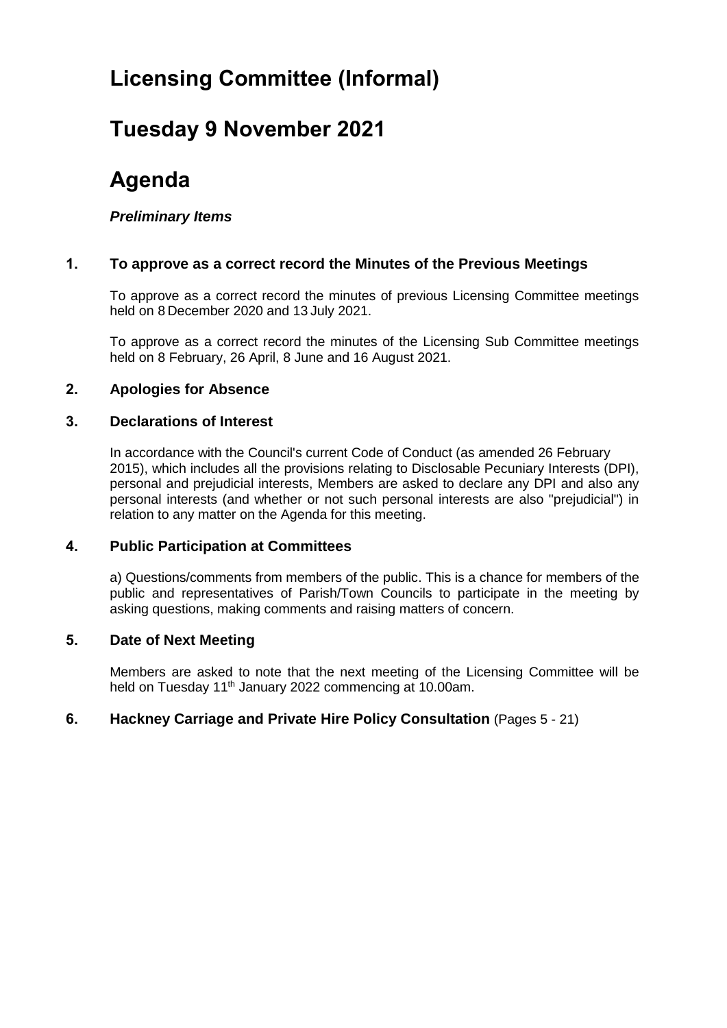# Licensing Committee (Informal)

# Tuesday 9 November 2021

# Agenda

***Preliminary Items***

### 1. To approve as a correct record the Minutes of the Previous Meetings

To approve as a correct record the minutes of previous Licensing Committee meetings held on 8 December 2020 and 13 July 2021.

To approve as a correct record the minutes of the Licensing Sub Committee meetings held on 8 February, 26 April, 8 June and 16 August 2021.

### 2. Apologies for Absence

### 3. Declarations of Interest

In accordance with the Council's current Code of Conduct (as amended 26 February 2015), which includes all the provisions relating to Disclosable Pecuniary Interests (DPI), personal and prejudicial interests, Members are asked to declare any DPI and also any personal interests (and whether or not such personal interests are also "prejudicial") in relation to any matter on the Agenda for this meeting.

### 4. Public Participation at Committees

a) Questions/comments from members of the public. This is a chance for members of the public and representatives of Parish/Town Councils to participate in the meeting by asking questions, making comments and raising matters of concern.

### 5. Date of Next Meeting

Members are asked to note that the next meeting of the Licensing Committee will be held on Tuesday 11th January 2022 commencing at 10.00am.

### 6. Hackney Carriage and Private Hire Policy Consultation (Pages 5 - 21)